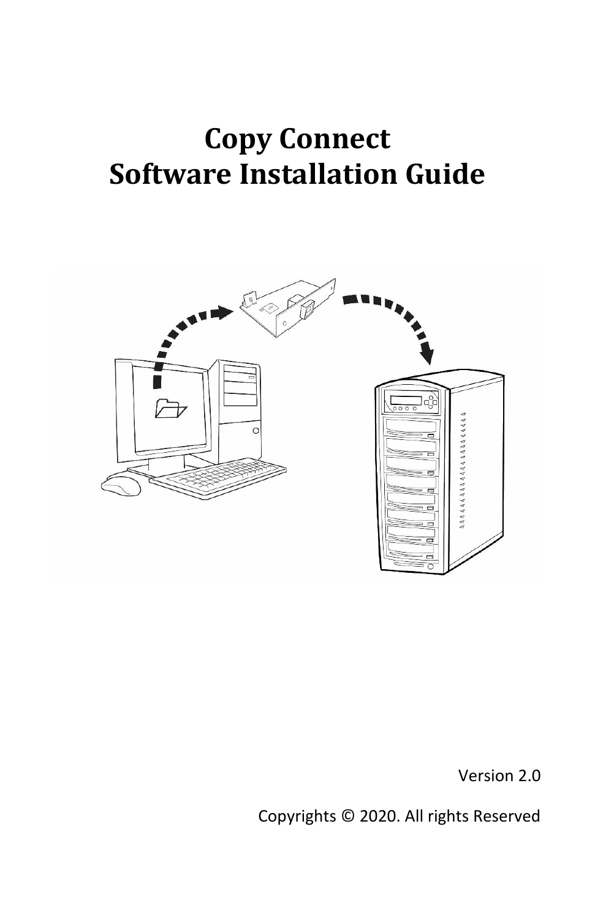# Copy Connect
# Software Installation Guide

Version 2.0

Copyrights © 2020. All rights Reserved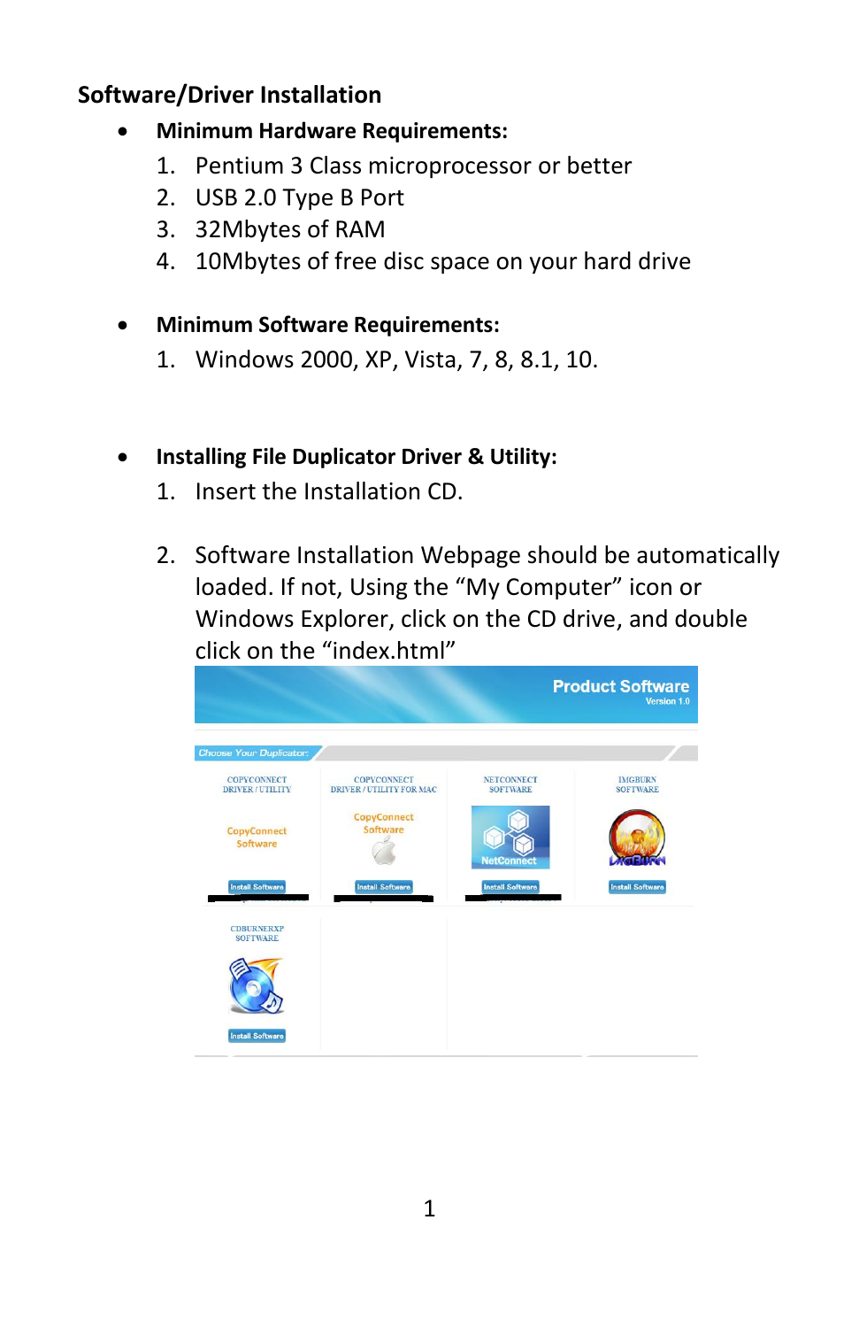## Software/Driver Installation

- **Minimum Hardware Requirements:**
  1. Pentium 3 Class microprocessor or better
  2. USB 2.0 Type B Port
  3. 32Mbytes of RAM
  4. 10Mbytes of free disc space on your hard drive

- **Minimum Software Requirements:**
  1. Windows 2000, XP, Vista, 7, 8, 8.1, 10.

- **Installing File Duplicator Driver & Utility:**
  1. Insert the Installation CD.
  2. Software Installation Webpage should be automatically loaded. If not, Using the "My Computer" icon or Windows Explorer, click on the CD drive, and double click on the "index.html"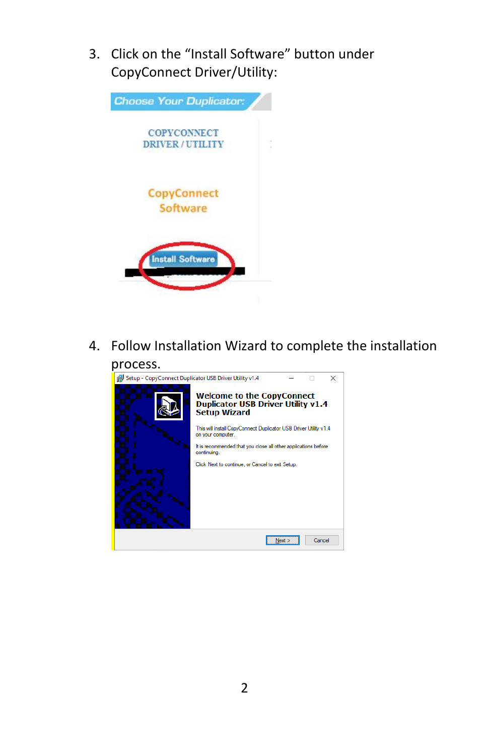3. Click on the "Install Software" button under CopyConnect Driver/Utility:

4. Follow Installation Wizard to complete the installation process.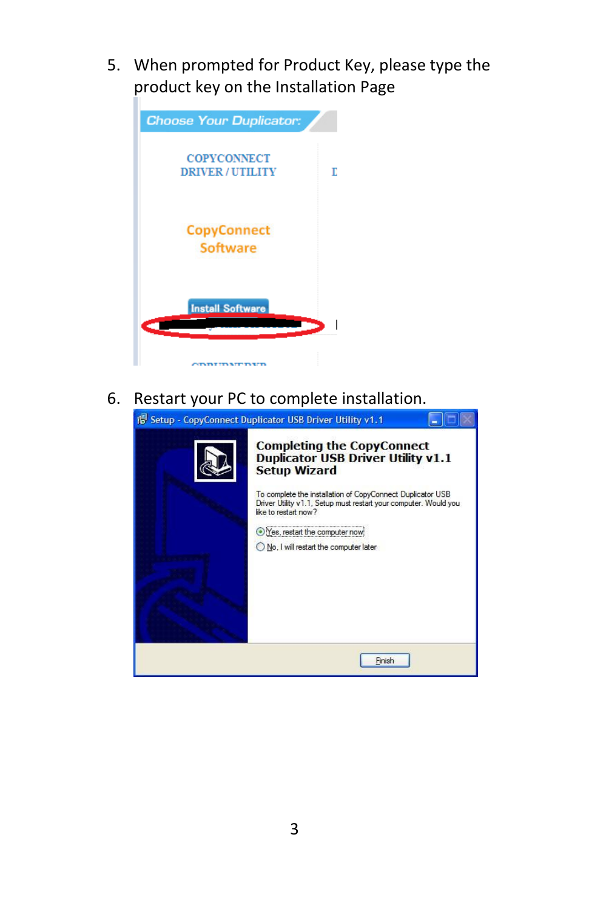5. When prompted for Product Key, please type the product key on the Installation Page

6. Restart your PC to complete installation.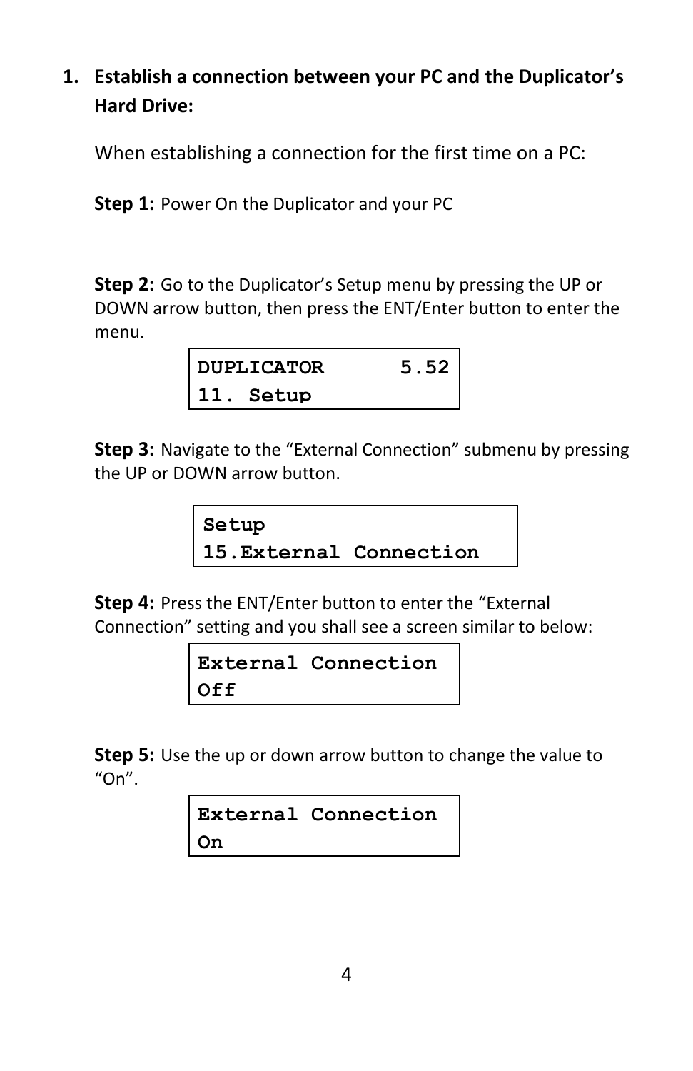1. **Establish a connection between your PC and the Duplicator's Hard Drive:**

   When establishing a connection for the first time on a PC:

   **Step 1:** Power On the Duplicator and your PC

   **Step 2:** Go to the Duplicator's Setup menu by pressing the UP or DOWN arrow button, then press the ENT/Enter button to enter the menu.

   ```
   DUPLICATOR      5.52
   11. Setup
   ```

   **Step 3:** Navigate to the "External Connection" submenu by pressing the UP or DOWN arrow button.

   ```
   Setup
   15.External Connection
   ```

   **Step 4:** Press the ENT/Enter button to enter the "External Connection" setting and you shall see a screen similar to below:

   ```
   External Connection
   Off
   ```

   **Step 5:** Use the up or down arrow button to change the value to "On".

   ```
   External Connection
   On
   ```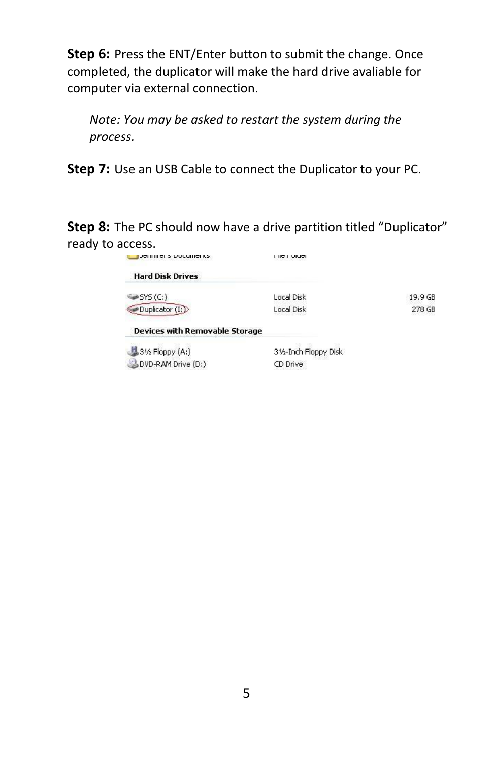**Step 6:** Press the ENT/Enter button to submit the change. Once completed, the duplicator will make the hard drive avaliable for computer via external connection.

> *Note: You may be asked to restart the system during the process.*

**Step 7:** Use an USB Cable to connect the Duplicator to your PC.

**Step 8:** The PC should now have a drive partition titled "Duplicator" ready to access.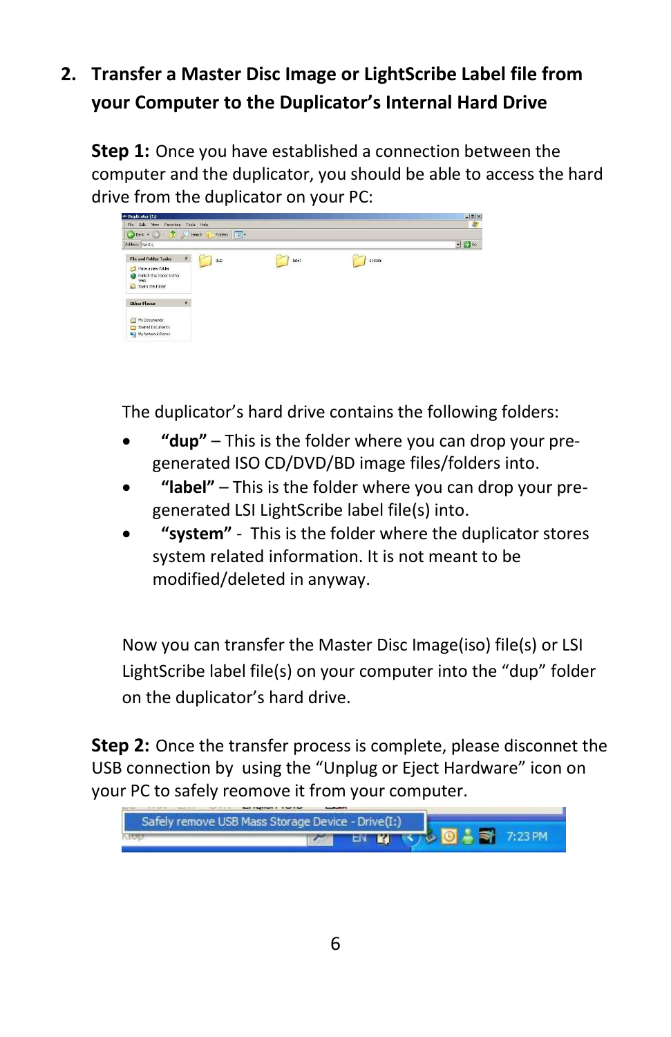## 2. Transfer a Master Disc Image or LightScribe Label file from your Computer to the Duplicator's Internal Hard Drive

**Step 1:** Once you have established a connection between the computer and the duplicator, you should be able to access the hard drive from the duplicator on your PC:

The duplicator's hard drive contains the following folders:

- **"dup"** – This is the folder where you can drop your pre-generated ISO CD/DVD/BD image files/folders into.
- **"label"** – This is the folder where you can drop your pre-generated LSI LightScribe label file(s) into.
- **"system"** - This is the folder where the duplicator stores system related information. It is not meant to be modified/deleted in anyway.

Now you can transfer the Master Disc Image(iso) file(s) or LSI LightScribe label file(s) on your computer into the "dup" folder on the duplicator's hard drive.

**Step 2:** Once the transfer process is complete, please disconnet the USB connection by using the "Unplug or Eject Hardware" icon on your PC to safely reomove it from your computer.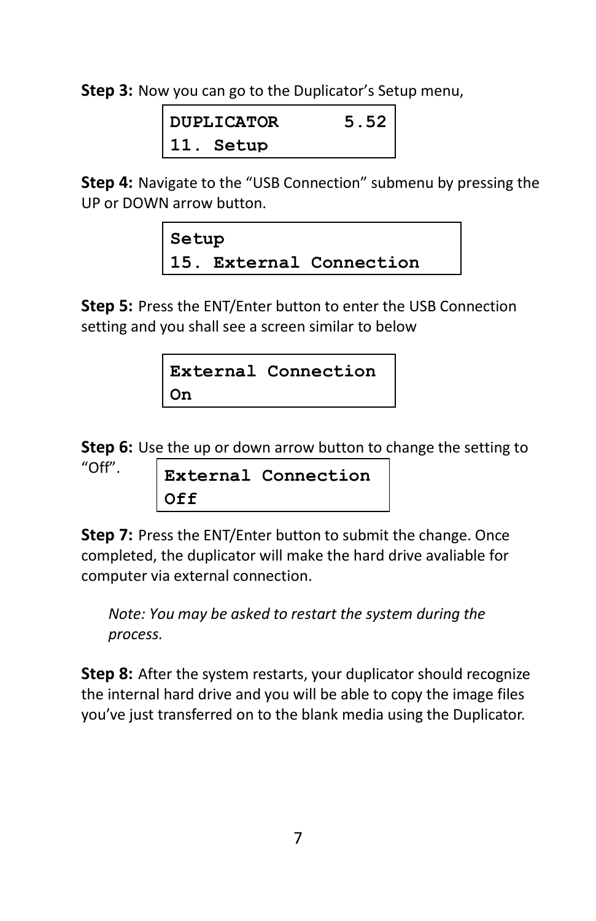**Step 3:** Now you can go to the Duplicator's Setup menu,

```
DUPLICATOR      5.52
11. Setup
```

**Step 4:** Navigate to the "USB Connection" submenu by pressing the UP or DOWN arrow button.

```
Setup
15. External Connection
```

**Step 5:** Press the ENT/Enter button to enter the USB Connection setting and you shall see a screen similar to below

```
External Connection
On
```

**Step 6:** Use the up or down arrow button to change the setting to "Off".

```
External Connection
Off
```

**Step 7:** Press the ENT/Enter button to submit the change. Once completed, the duplicator will make the hard drive avaliable for computer via external connection.

*Note: You may be asked to restart the system during the process.*

**Step 8:** After the system restarts, your duplicator should recognize the internal hard drive and you will be able to copy the image files you've just transferred on to the blank media using the Duplicator.